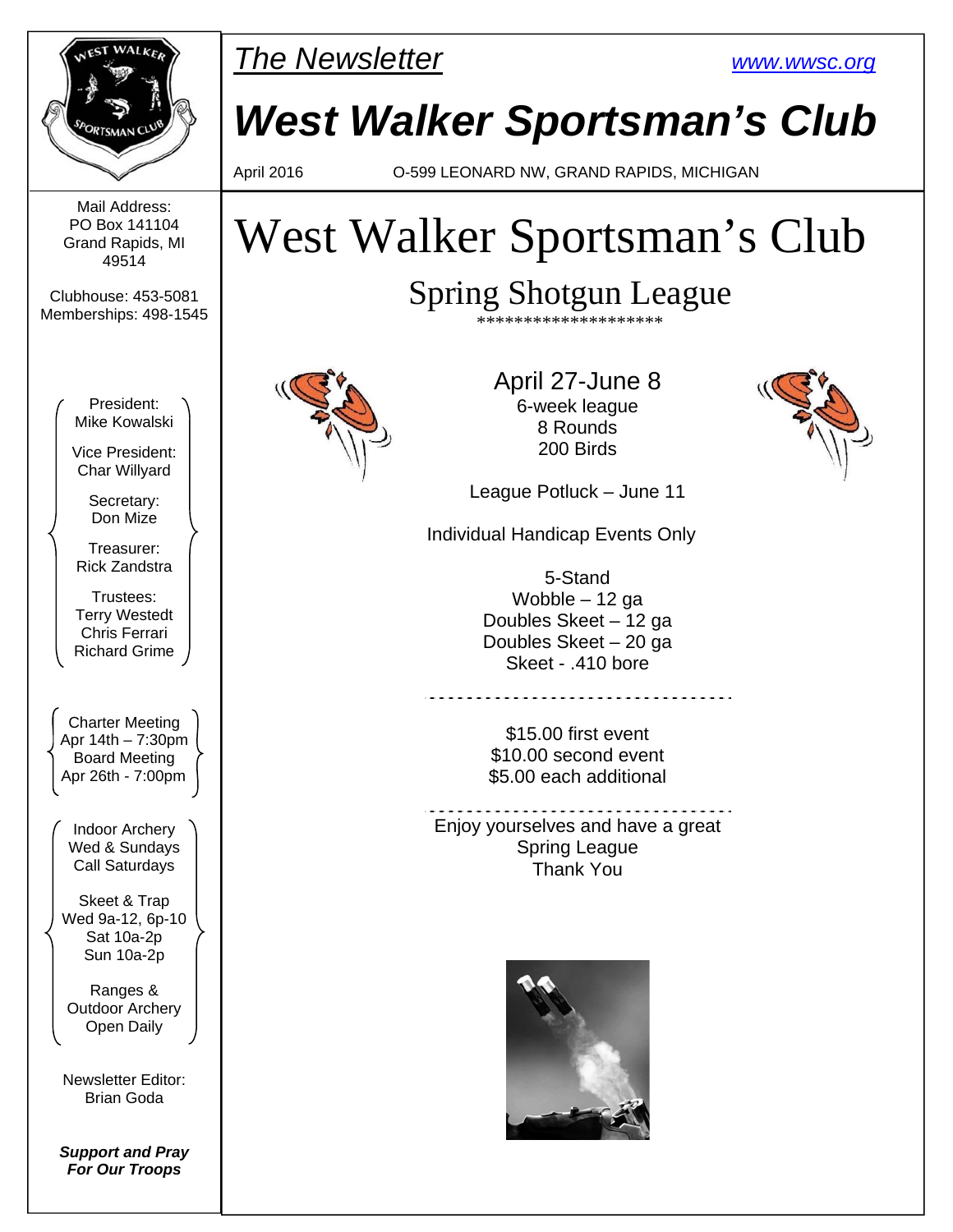*The Newsletter* [www.wwsc.org](http://www.wwsc.org)

# West Walker Sportsman's Club

April 2016 O-599 LEONARD NW, GRAND RAPIDS, MICHIGAN

Mail Address:
PO Box 141104
Grand Rapids, MI
49514

Clubhouse: 453-5081
Memberships: 498-1545

President:
Mike Kowalski

Vice President:
Char Willyard

Secretary:
Don Mize

Treasurer:
Rick Zandstra

Trustees:
Terry Westedt
Chris Ferrari
Richard Grime

Charter Meeting
Apr 14th – 7:30pm
Board Meeting
Apr 26th - 7:00pm

Indoor Archery
Wed & Sundays
Call Saturdays

Skeet & Trap
Wed 9a-12, 6p-10
Sat 10a-2p
Sun 10a-2p

Ranges &
Outdoor Archery
Open Daily

Newsletter Editor:
Brian Goda

***Support and Pray For Our Troops***

# West Walker Sportsman's Club

## Spring Shotgun League

*******************

April 27-June 8
6-week league
8 Rounds
200 Birds

League Potluck – June 11

Individual Handicap Events Only

5-Stand
Wobble – 12 ga
Doubles Skeet – 12 ga
Doubles Skeet – 20 ga
Skeet - .410 bore

---

$15.00 first event
$10.00 second event
$5.00 each additional

---

Enjoy yourselves and have a great Spring League
Thank You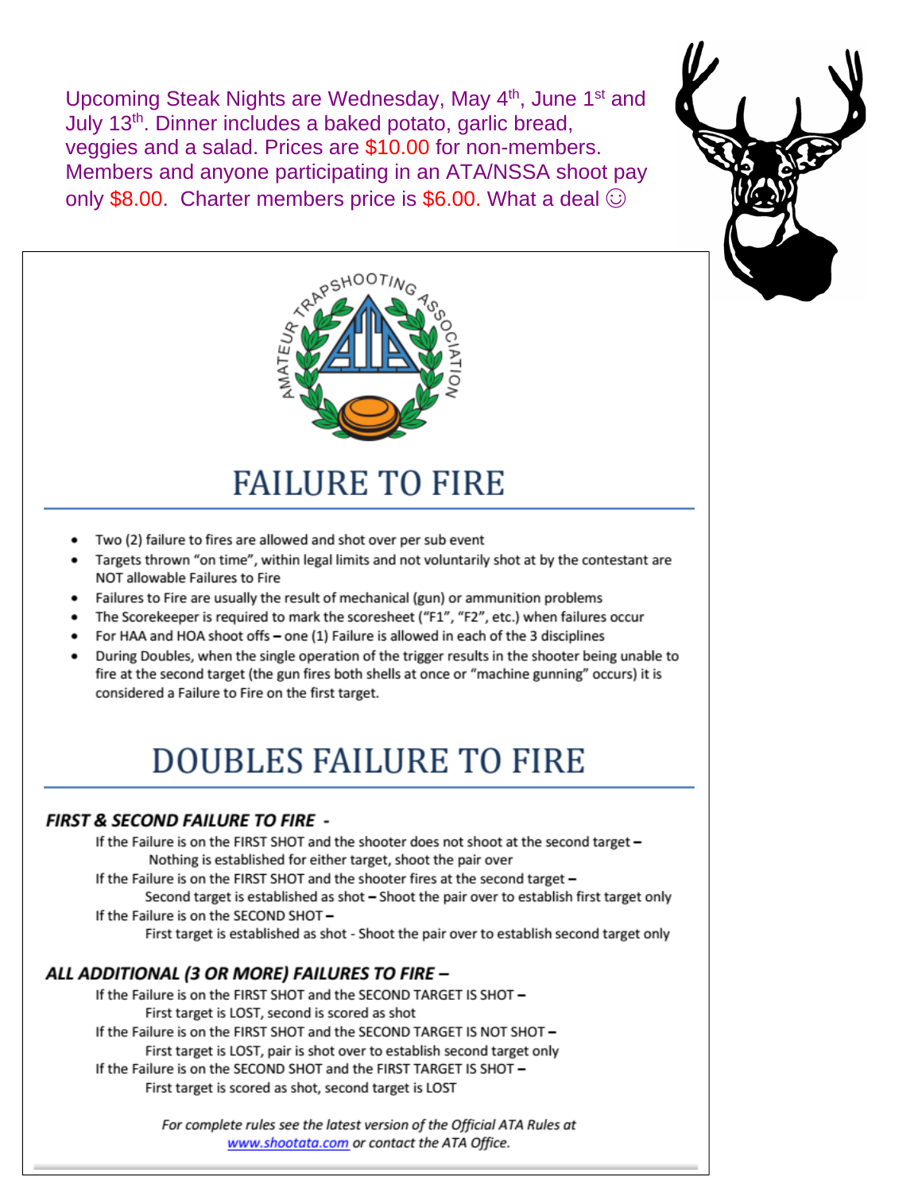Upcoming Steak Nights are Wednesday, May 4th, June 1st and July 13th. Dinner includes a baked potato, garlic bread, veggies and a salad. Prices are $10.00 for non-members. Members and anyone participating in an ATA/NSSA shoot pay only $8.00. Charter members price is $6.00. What a deal ☺

AMATEUR TRAPSHOOTING ASSOCIATION

# FAILURE TO FIRE

- Two (2) failure to fires are allowed and shot over per sub event
- Targets thrown "on time", within legal limits and not voluntarily shot at by the contestant are NOT allowable Failures to Fire
- Failures to Fire are usually the result of mechanical (gun) or ammunition problems
- The Scorekeeper is required to mark the scoresheet ("F1", "F2", etc.) when failures occur
- For HAA and HOA shoot offs – one (1) Failure is allowed in each of the 3 disciplines
- During Doubles, when the single operation of the trigger results in the shooter being unable to fire at the second target (the gun fires both shells at once or "machine gunning" occurs) it is considered a Failure to Fire on the first target.

# DOUBLES FAILURE TO FIRE

### *FIRST & SECOND FAILURE TO FIRE -*

If the Failure is on the FIRST SHOT and the shooter does not shoot at the second target –
Nothing is established for either target, shoot the pair over

If the Failure is on the FIRST SHOT and the shooter fires at the second target –
Second target is established as shot – Shoot the pair over to establish first target only

If the Failure is on the SECOND SHOT –
First target is established as shot - Shoot the pair over to establish second target only

### *ALL ADDITIONAL (3 OR MORE) FAILURES TO FIRE –*

If the Failure is on the FIRST SHOT and the SECOND TARGET IS SHOT –
First target is LOST, second is scored as shot

If the Failure is on the FIRST SHOT and the SECOND TARGET IS NOT SHOT –
First target is LOST, pair is shot over to establish second target only

If the Failure is on the SECOND SHOT and the FIRST TARGET IS SHOT –
First target is scored as shot, second target is LOST

*For complete rules see the latest version of the Official ATA Rules at [www.shootata.com](http://www.shootata.com) or contact the ATA Office.*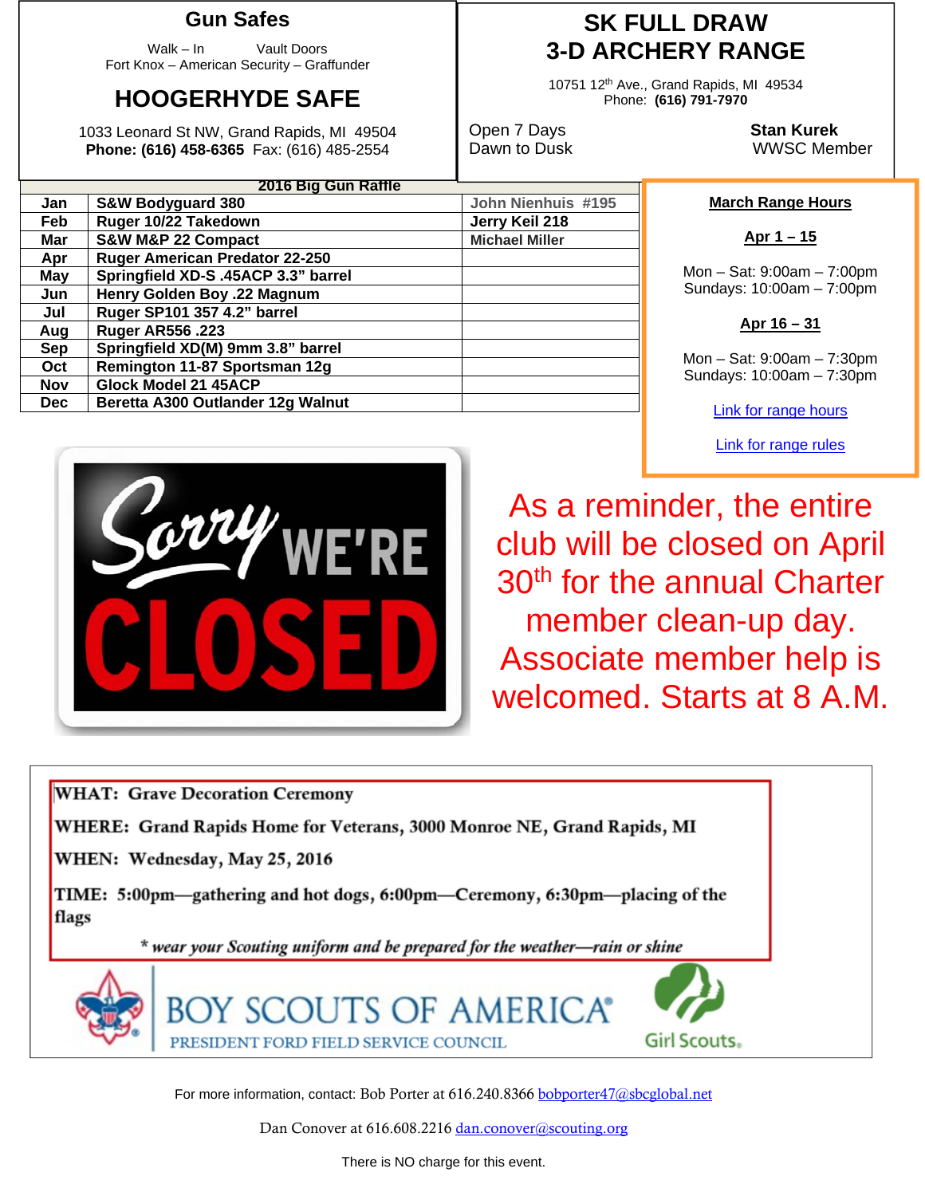## Gun Safes

Walk – In Vault Doors
Fort Knox – American Security – Graffunder

## HOOGERHYDE SAFE

1033 Leonard St NW, Grand Rapids, MI 49504
**Phone: (616) 458-6365** Fax: (616) 485-2554

## SK FULL DRAW
## 3-D ARCHERY RANGE

10751 12th Ave., Grand Rapids, MI 49534
Phone: **(616) 791-7970**

Open 7 Days
Dawn to Dusk

**Stan Kurek**
WWSC Member

| 2016 Big Gun Raffle | | |
|---|---|---|
| Jan | S&W Bodyguard 380 | John Nienhuis #195 |
| Feb | Ruger 10/22 Takedown | Jerry Keil 218 |
| Mar | S&W M&P 22 Compact | Michael Miller |
| Apr | Ruger American Predator 22-250 | |
| May | Springfield XD-S .45ACP 3.3" barrel | |
| Jun | Henry Golden Boy .22 Magnum | |
| Jul | Ruger SP101 357 4.2" barrel | |
| Aug | Ruger AR556 .223 | |
| Sep | Springfield XD(M) 9mm 3.8" barrel | |
| Oct | Remington 11-87 Sportsman 12g | |
| Nov | Glock Model 21 45ACP | |
| Dec | Beretta A300 Outlander 12g Walnut | |

**March Range Hours**

**Apr 1 – 15**

Mon – Sat: 9:00am – 7:00pm
Sundays: 10:00am – 7:00pm

**Apr 16 – 31**

Mon – Sat: 9:00am – 7:30pm
Sundays: 10:00am – 7:30pm

Link for range hours

Link for range rules

Sorry WE'RE CLOSED

As a reminder, the entire club will be closed on April 30th for the annual Charter member clean-up day. Associate member help is welcomed. Starts at 8 A.M.

**WHAT: Grave Decoration Ceremony**

**WHERE: Grand Rapids Home for Veterans, 3000 Monroe NE, Grand Rapids, MI**

**WHEN: Wednesday, May 25, 2016**

**TIME: 5:00pm—gathering and hot dogs, 6:00pm—Ceremony, 6:30pm—placing of the flags**

*\* wear your Scouting uniform and be prepared for the weather—rain or shine*

BOY SCOUTS OF AMERICA
PRESIDENT FORD FIELD SERVICE COUNCIL

Girl Scouts

For more information, contact: Bob Porter at 616.240.8366 bobporter47@sbcglobal.net

Dan Conover at 616.608.2216 dan.conover@scouting.org

There is NO charge for this event.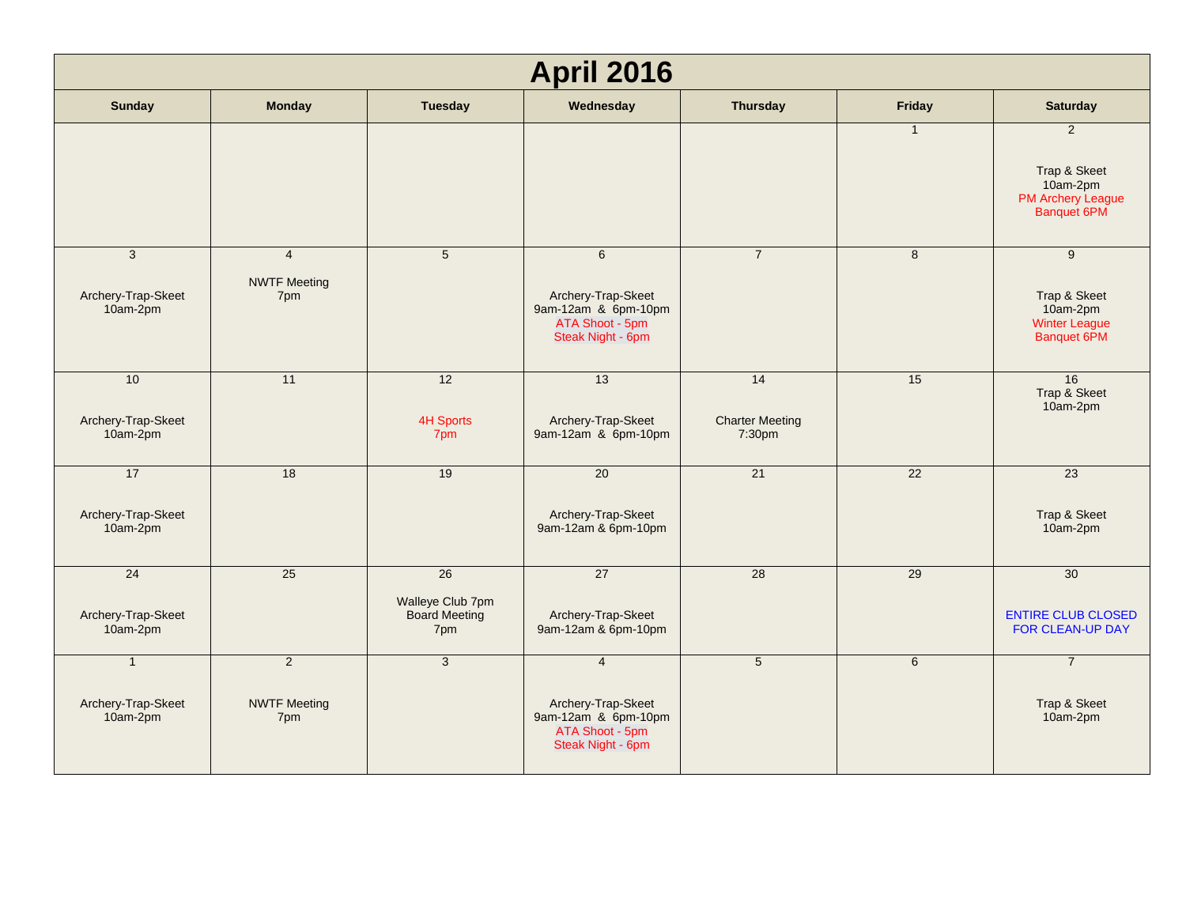# April 2016

| Sunday | Monday | Tuesday | Wednesday | Thursday | Friday | Saturday |
|---|---|---|---|---|---|---|
| | | | | | 1 | 2<br><br>Trap & Skeet<br>10am-2pm<br>PM Archery League<br>Banquet 6PM |
| 3<br><br>Archery-Trap-Skeet<br>10am-2pm | 4<br><br>NWTF Meeting<br>7pm | 5 | 6<br><br>Archery-Trap-Skeet<br>9am-12am & 6pm-10pm<br>ATA Shoot - 5pm<br>Steak Night - 6pm | 7 | 8 | 9<br><br>Trap & Skeet<br>10am-2pm<br>Winter League<br>Banquet 6PM |
| 10<br><br>Archery-Trap-Skeet<br>10am-2pm | 11 | 12<br><br>4H Sports<br>7pm | 13<br><br>Archery-Trap-Skeet<br>9am-12am & 6pm-10pm | 14<br><br>Charter Meeting<br>7:30pm | 15 | 16<br>Trap & Skeet<br>10am-2pm |
| 17<br><br>Archery-Trap-Skeet<br>10am-2pm | 18 | 19 | 20<br><br>Archery-Trap-Skeet<br>9am-12am & 6pm-10pm | 21 | 22 | 23<br><br>Trap & Skeet<br>10am-2pm |
| 24<br><br>Archery-Trap-Skeet<br>10am-2pm | 25 | 26<br><br>Walleye Club 7pm<br>Board Meeting<br>7pm | 27<br><br>Archery-Trap-Skeet<br>9am-12am & 6pm-10pm | 28 | 29 | 30<br><br>ENTIRE CLUB CLOSED<br>FOR CLEAN-UP DAY |
| 1<br><br>Archery-Trap-Skeet<br>10am-2pm | 2<br><br>NWTF Meeting<br>7pm | 3 | 4<br><br>Archery-Trap-Skeet<br>9am-12am & 6pm-10pm<br>ATA Shoot - 5pm<br>Steak Night - 6pm | 5 | 6 | 7<br><br>Trap & Skeet<br>10am-2pm |